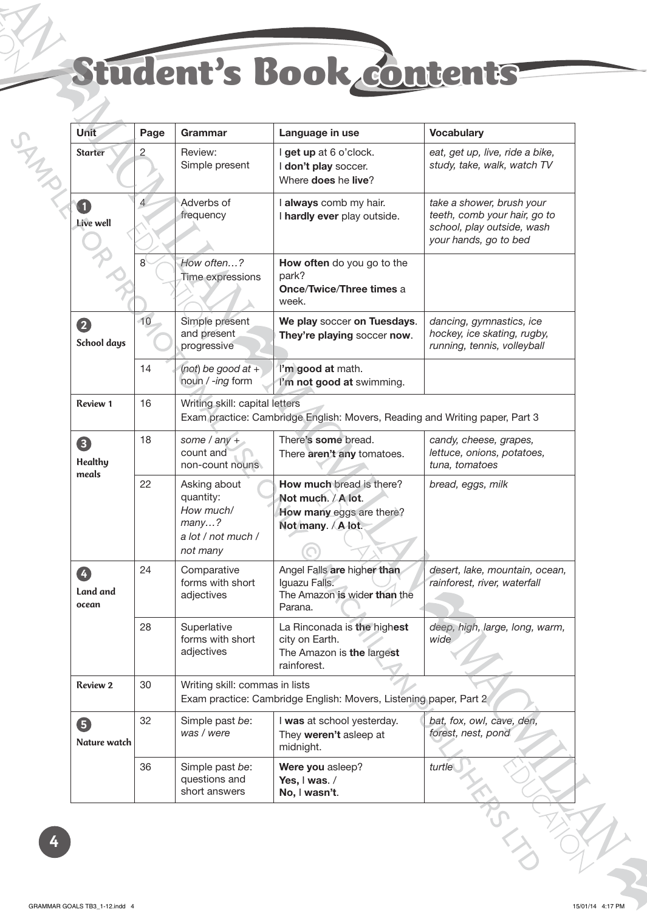# Student's Book contents

| Unit | Page | Grammar | Language in use | Vocabulary |
|---|---|---|---|---|
| **Starter** | 2 | Review: Simple present | I **get up** at 6 o'clock. I **don't play** soccer. Where **does** he **live**? | *eat, get up, live, ride a bike, study, take, walk, watch TV* |
| **1 Live well** | 4 | Adverbs of frequency | I **always** comb my hair. I **hardly ever** play outside. | *take a shower, brush your teeth, comb your hair, go to school, play outside, wash your hands, go to bed* |
| | 8 | *How often…?* Time expressions | **How often** do you go to the park? **Once**/**Twice**/**Three times** a week. | |
| **2 School days** | 10 | Simple present and present progressive | **We play** soccer **on Tuesdays**. **They're playing** soccer **now**. | *dancing, gymnastics, ice hockey, ice skating, rugby, running, tennis, volleyball* |
| | 14 | (*not*) *be good at* + noun / *-ing* form | I'**m good at** math. I'**m not good at** swimming. | |
| **Review 1** | 16 | Writing skill: capital letters<br>Exam practice: Cambridge English: Movers, Reading and Writing paper, Part 3 | | |
| **3 Healthy meals** | 18 | *some* / *any* + count and non-count nouns | There'**s some** bread. There **aren't any** tomatoes. | *candy, cheese, grapes, lettuce, onions, potatoes, tuna, tomatoes* |
| | 22 | Asking about quantity: *How much*/*many…?* *a lot* / *not much* / *not many* | **How much** bread is there? **Not much**. / **A lot**. **How many** eggs are there? **Not many**. / **A lot**. | *bread, eggs, milk* |
| **4 Land and ocean** | 24 | Comparative forms with short adjectives | Angel Falls **are** high**er than** Iguazu Falls. The Amazon **is** wide**r than** the Parana. | *desert, lake, mountain, ocean, rainforest, river, waterfall* |
| | 28 | Superlative forms with short adjectives | La Rinconada is **the** high**est** city on Earth. The Amazon is **the** large**st** rainforest. | *deep, high, large, long, warm, wide* |
| **Review 2** | 30 | Writing skill: commas in lists<br>Exam practice: Cambridge English: Movers, Listening paper, Part 2 | | |
| **5 Nature watch** | 32 | Simple past *be*: *was* / *were* | I **was** at school yesterday. They **weren't** asleep at midnight. | *bat, fox, owl, cave, den, forest, nest, pond* |
| | 36 | Simple past *be*: questions and short answers | **Were you** asleep? **Yes,** I **was**. / **No,** I **wasn't**. | *turtle* |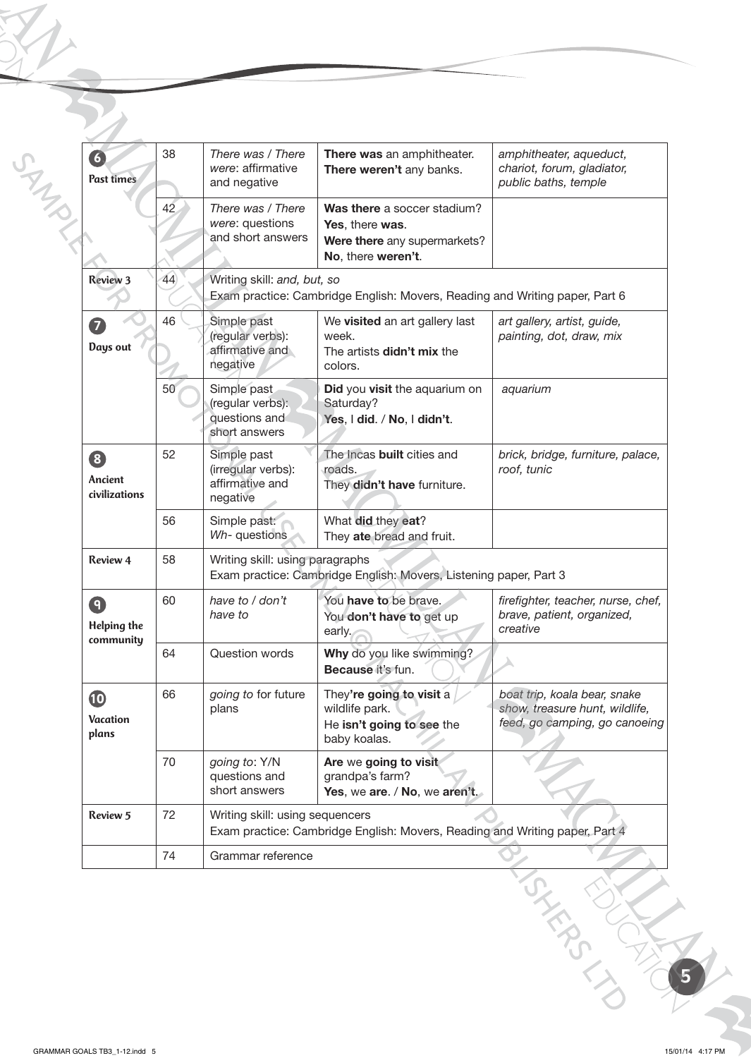| | | | | |
|---|---|---|---|---|
| **6** **Past times** | 38 | *There was / There were*: affirmative and negative | **There was** an amphitheater. **There weren't** any banks. | *amphitheater, aqueduct, chariot, forum, gladiator, public baths, temple* |
| | 42 | *There was / There were*: questions and short answers | **Was there** a soccer stadium? **Yes**, there **was**. **Were there** any supermarkets? **No**, there **weren't**. | |
| **Review 3** | 44 | Writing skill: *and, but, so* Exam practice: Cambridge English: Movers, Reading and Writing paper, Part 6 | | |
| **7** **Days out** | 46 | Simple past (regular verbs): affirmative and negative | We **visited** an art gallery last week. The artists **didn't mix** the colors. | *art gallery, artist, guide, painting, dot, draw, mix* |
| | 50 | Simple past (regular verbs): questions and short answers | **Did** you **visit** the aquarium on Saturday? **Yes**, I **did**. / **No**, I **didn't**. | *aquarium* |
| **8** **Ancient civilizations** | 52 | Simple past (irregular verbs): affirmative and negative | The Incas **built** cities and roads. They **didn't have** furniture. | *brick, bridge, furniture, palace, roof, tunic* |
| | 56 | Simple past: *Wh-* questions | What **did** they **eat**? They **ate** bread and fruit. | |
| **Review 4** | 58 | Writing skill: using paragraphs Exam practice: Cambridge English: Movers, Listening paper, Part 3 | | |
| **9** **Helping the community** | 60 | *have to / don't have to* | You **have to** be brave. You **don't have to** get up early. | *firefighter, teacher, nurse, chef, brave, patient, organized, creative* |
| | 64 | Question words | **Why** do you like swimming? **Because** it's fun. | |
| **10** **Vacation plans** | 66 | *going to* for future plans | They**'re going to visit** a wildlife park. He **isn't going to see** the baby koalas. | *boat trip, koala bear, snake show, treasure hunt, wildlife, feed, go camping, go canoeing* |
| | 70 | *going to*: Y/N questions and short answers | **Are** we **going to visit** grandpa's farm? **Yes**, we **are**. / **No**, we **aren't**. | |
| **Review 5** | 72 | Writing skill: using sequencers Exam practice: Cambridge English: Movers, Reading and Writing paper, Part 4 | | |
| | 74 | Grammar reference | | |